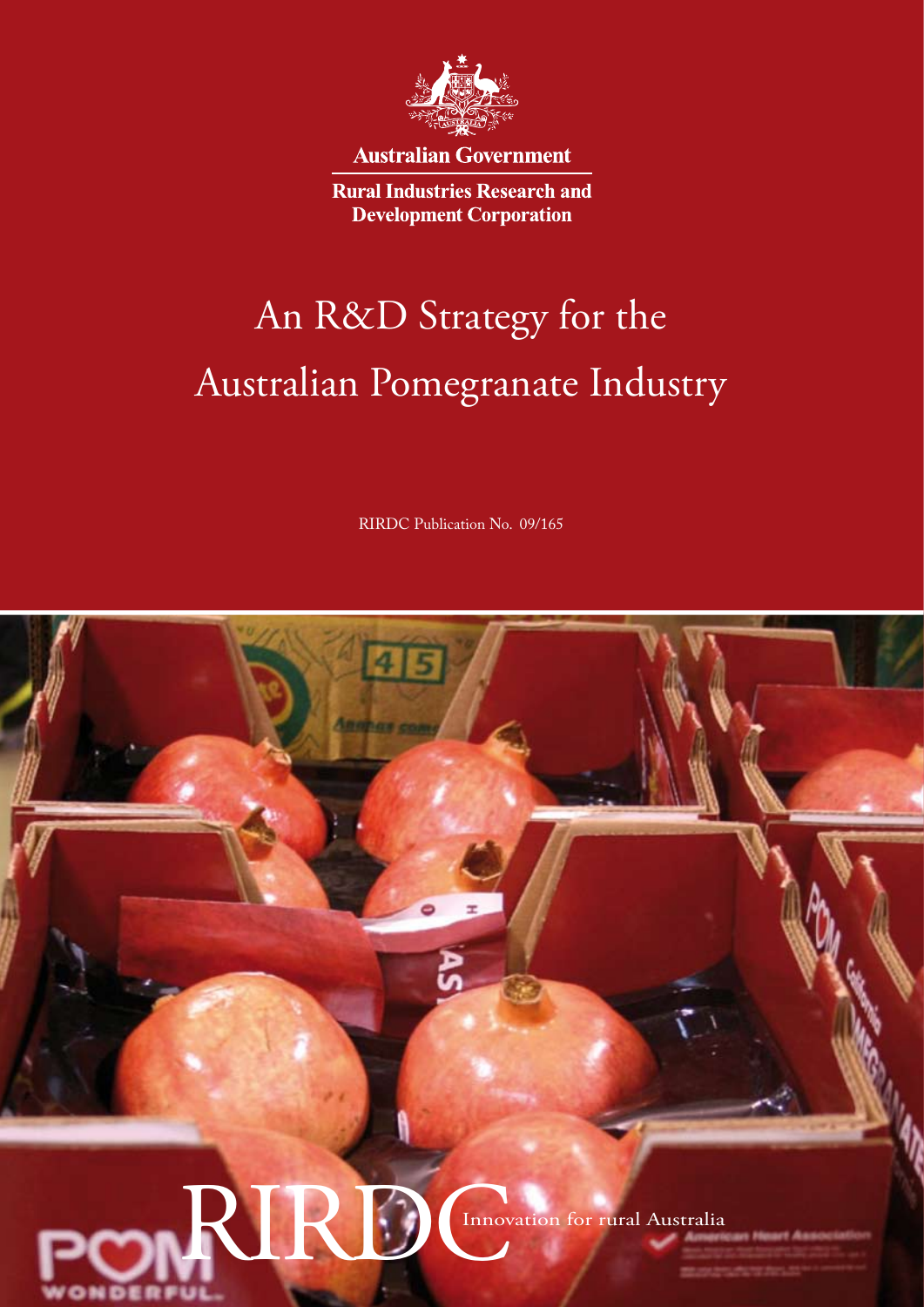Australian Government

Rural Industries Research and Development Corporation

# An R&D Strategy for the Australian Pomegranate Industry

RIRDC Publication No. 09/165

RIRDC Innovation for rural Australia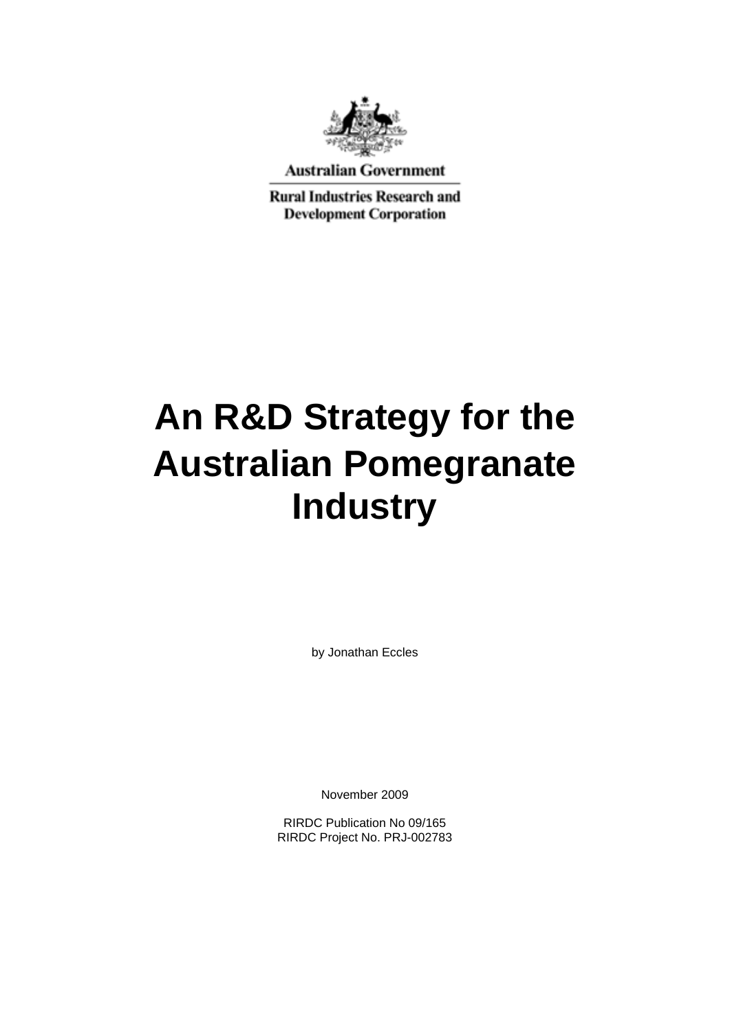Australian Government

Rural Industries Research and Development Corporation

# An R&D Strategy for the Australian Pomegranate Industry

by Jonathan Eccles

November 2009

RIRDC Publication No 09/165
RIRDC Project No. PRJ-002783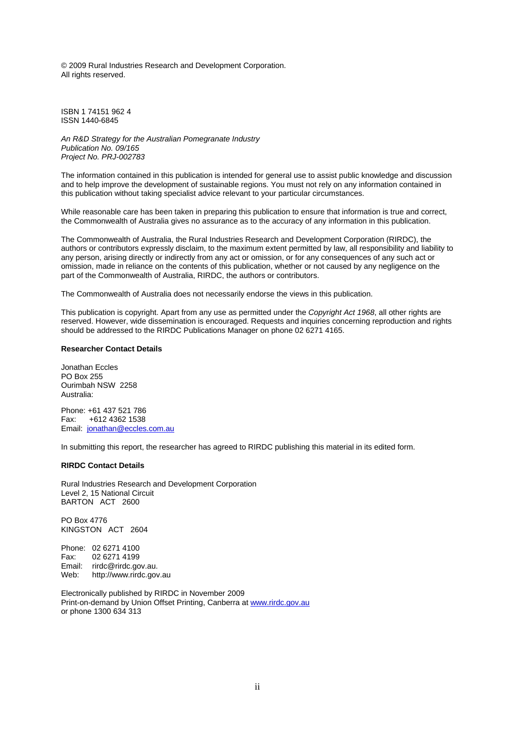© 2009 Rural Industries Research and Development Corporation.
All rights reserved.

ISBN 1 74151 962 4
ISSN 1440-6845

*An R&D Strategy for the Australian Pomegranate Industry*
*Publication No. 09/165*
*Project No. PRJ-002783*

The information contained in this publication is intended for general use to assist public knowledge and discussion and to help improve the development of sustainable regions. You must not rely on any information contained in this publication without taking specialist advice relevant to your particular circumstances.

While reasonable care has been taken in preparing this publication to ensure that information is true and correct, the Commonwealth of Australia gives no assurance as to the accuracy of any information in this publication.

The Commonwealth of Australia, the Rural Industries Research and Development Corporation (RIRDC), the authors or contributors expressly disclaim, to the maximum extent permitted by law, all responsibility and liability to any person, arising directly or indirectly from any act or omission, or for any consequences of any such act or omission, made in reliance on the contents of this publication, whether or not caused by any negligence on the part of the Commonwealth of Australia, RIRDC, the authors or contributors.

The Commonwealth of Australia does not necessarily endorse the views in this publication.

This publication is copyright. Apart from any use as permitted under the *Copyright Act 1968*, all other rights are reserved. However, wide dissemination is encouraged. Requests and inquiries concerning reproduction and rights should be addressed to the RIRDC Publications Manager on phone 02 6271 4165.

**Researcher Contact Details**

Jonathan Eccles
PO Box 255
Ourimbah NSW 2258
Australia:

Phone: +61 437 521 786
Fax: +612 4362 1538
Email: jonathan@eccles.com.au

In submitting this report, the researcher has agreed to RIRDC publishing this material in its edited form.

**RIRDC Contact Details**

Rural Industries Research and Development Corporation
Level 2, 15 National Circuit
BARTON ACT 2600

PO Box 4776
KINGSTON ACT 2604

Phone: 02 6271 4100
Fax: 02 6271 4199
Email: rirdc@rirdc.gov.au.
Web: http://www.rirdc.gov.au

Electronically published by RIRDC in November 2009
Print-on-demand by Union Offset Printing, Canberra at www.rirdc.gov.au
or phone 1300 634 313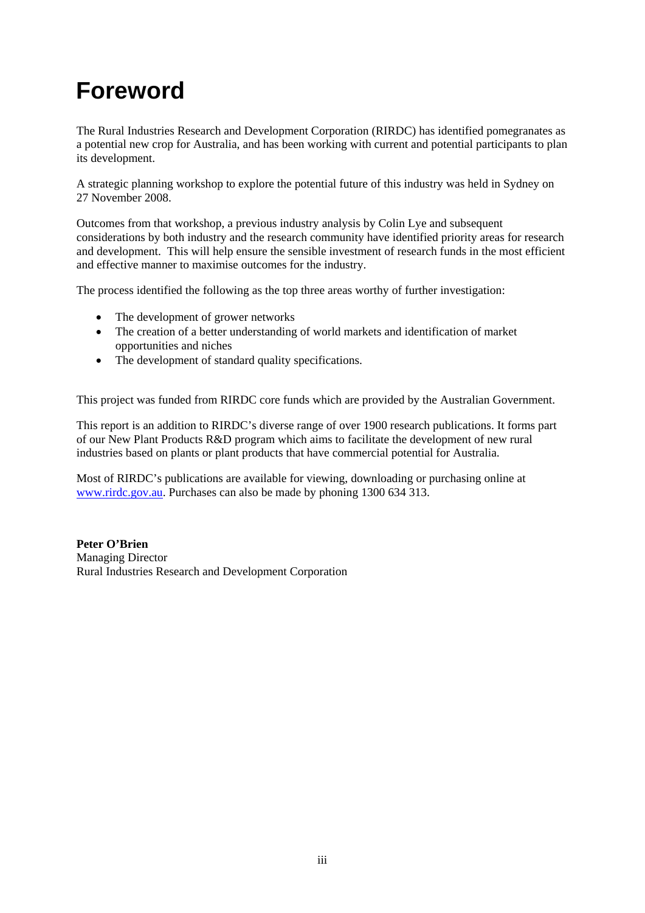# Foreword

The Rural Industries Research and Development Corporation (RIRDC) has identified pomegranates as a potential new crop for Australia, and has been working with current and potential participants to plan its development.

A strategic planning workshop to explore the potential future of this industry was held in Sydney on 27 November 2008.

Outcomes from that workshop, a previous industry analysis by Colin Lye and subsequent considerations by both industry and the research community have identified priority areas for research and development. This will help ensure the sensible investment of research funds in the most efficient and effective manner to maximise outcomes for the industry.

The process identified the following as the top three areas worthy of further investigation:

- The development of grower networks
- The creation of a better understanding of world markets and identification of market opportunities and niches
- The development of standard quality specifications.

This project was funded from RIRDC core funds which are provided by the Australian Government.

This report is an addition to RIRDC's diverse range of over 1900 research publications. It forms part of our New Plant Products R&D program which aims to facilitate the development of new rural industries based on plants or plant products that have commercial potential for Australia.

Most of RIRDC's publications are available for viewing, downloading or purchasing online at www.rirdc.gov.au. Purchases can also be made by phoning 1300 634 313.

**Peter O'Brien**
Managing Director
Rural Industries Research and Development Corporation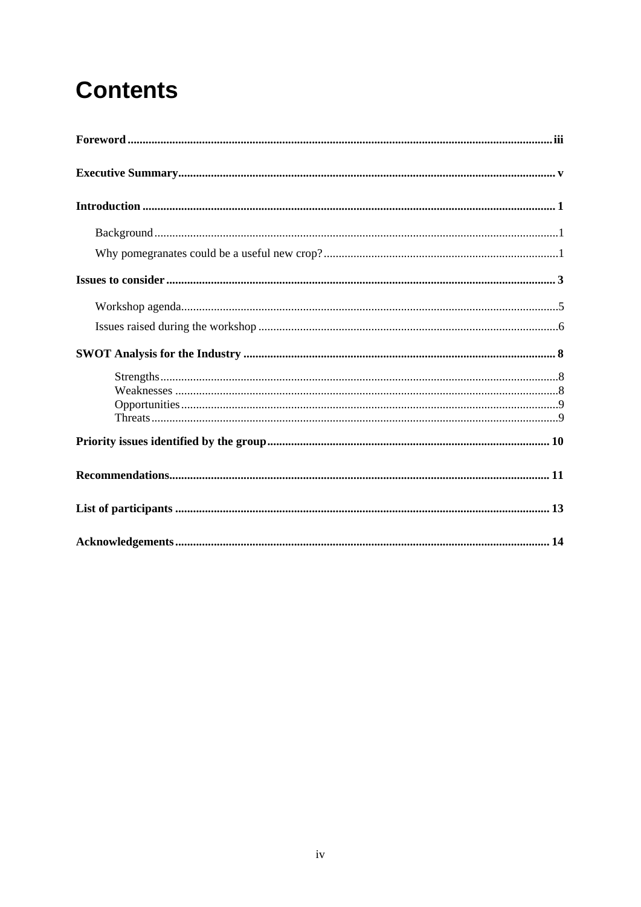# Contents

**Foreword** ... iii

**Executive Summary** ... v

**Introduction** ... 1

- Background ... 1
- Why pomegranates could be a useful new crop? ... 1

**Issues to consider** ... 3

- Workshop agenda ... 5
- Issues raised during the workshop ... 6

**SWOT Analysis for the Industry** ... 8

- Strengths ... 8
- Weaknesses ... 8
- Opportunities ... 9
- Threats ... 9

**Priority issues identified by the group** ... 10

**Recommendations** ... 11

**List of participants** ... 13

**Acknowledgements** ... 14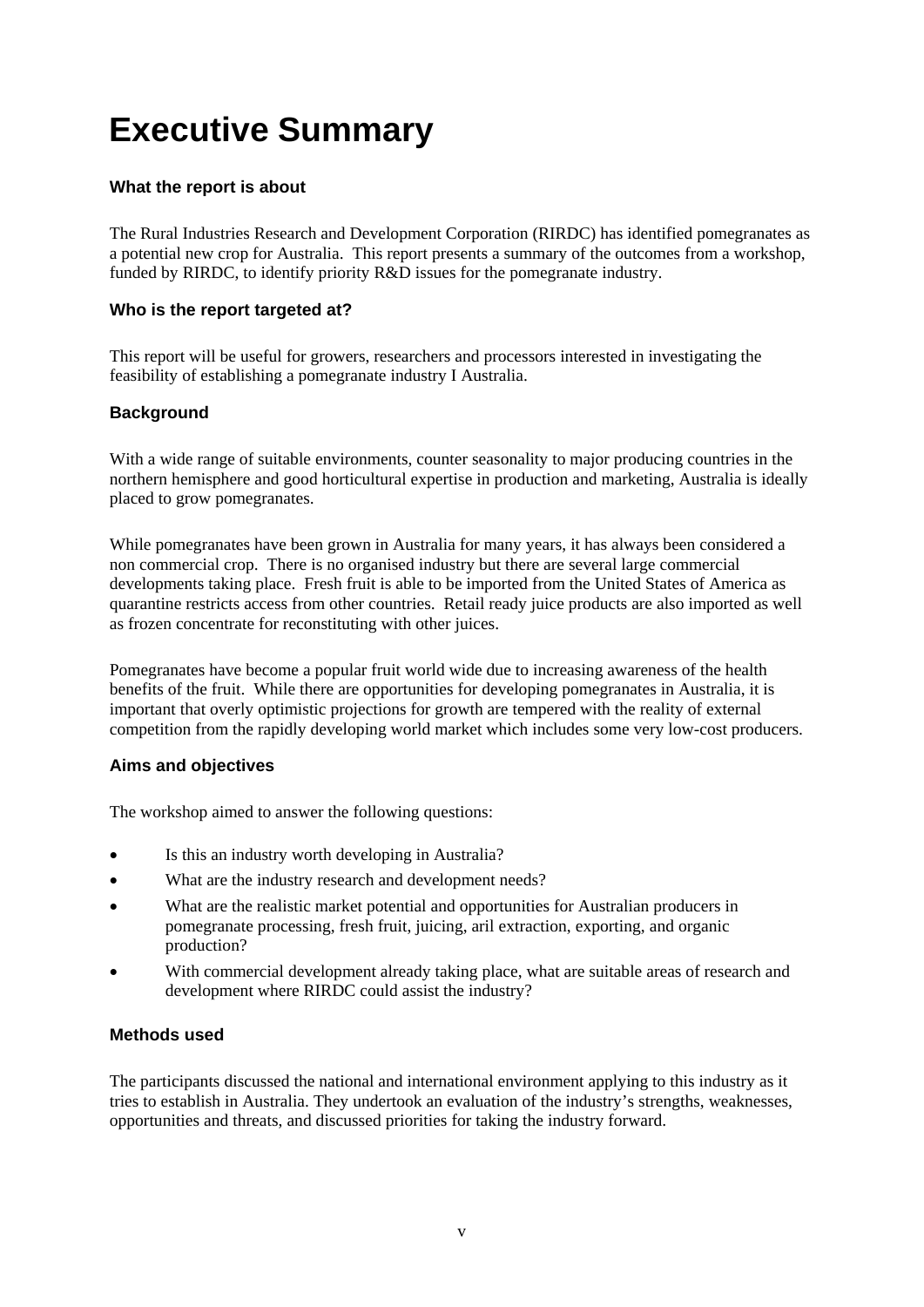# Executive Summary

### What the report is about

The Rural Industries Research and Development Corporation (RIRDC) has identified pomegranates as a potential new crop for Australia. This report presents a summary of the outcomes from a workshop, funded by RIRDC, to identify priority R&D issues for the pomegranate industry.

### Who is the report targeted at?

This report will be useful for growers, researchers and processors interested in investigating the feasibility of establishing a pomegranate industry I Australia.

### Background

With a wide range of suitable environments, counter seasonality to major producing countries in the northern hemisphere and good horticultural expertise in production and marketing, Australia is ideally placed to grow pomegranates.

While pomegranates have been grown in Australia for many years, it has always been considered a non commercial crop. There is no organised industry but there are several large commercial developments taking place. Fresh fruit is able to be imported from the United States of America as quarantine restricts access from other countries. Retail ready juice products are also imported as well as frozen concentrate for reconstituting with other juices.

Pomegranates have become a popular fruit world wide due to increasing awareness of the health benefits of the fruit. While there are opportunities for developing pomegranates in Australia, it is important that overly optimistic projections for growth are tempered with the reality of external competition from the rapidly developing world market which includes some very low-cost producers.

### Aims and objectives

The workshop aimed to answer the following questions:

- Is this an industry worth developing in Australia?
- What are the industry research and development needs?
- What are the realistic market potential and opportunities for Australian producers in pomegranate processing, fresh fruit, juicing, aril extraction, exporting, and organic production?
- With commercial development already taking place, what are suitable areas of research and development where RIRDC could assist the industry?

### Methods used

The participants discussed the national and international environment applying to this industry as it tries to establish in Australia. They undertook an evaluation of the industry's strengths, weaknesses, opportunities and threats, and discussed priorities for taking the industry forward.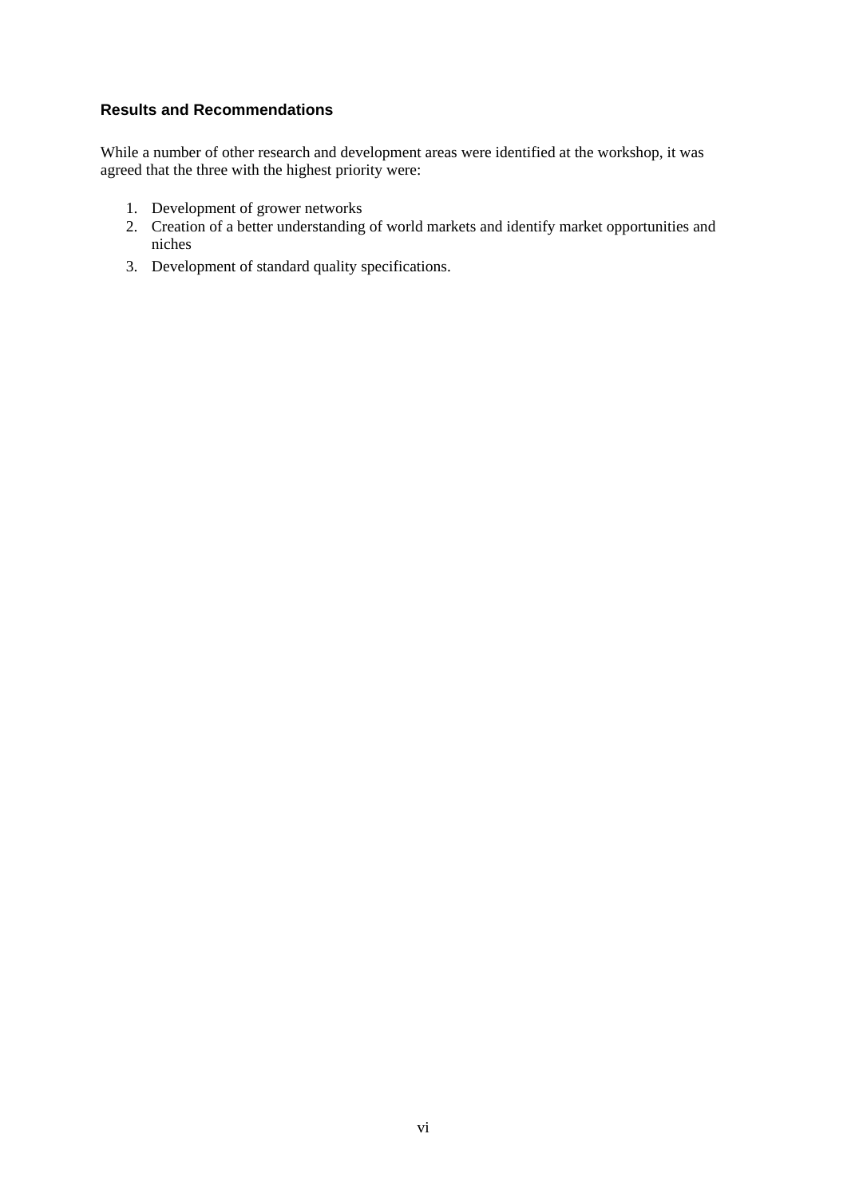### Results and Recommendations

While a number of other research and development areas were identified at the workshop, it was agreed that the three with the highest priority were:

1. Development of grower networks
2. Creation of a better understanding of world markets and identify market opportunities and niches
3. Development of standard quality specifications.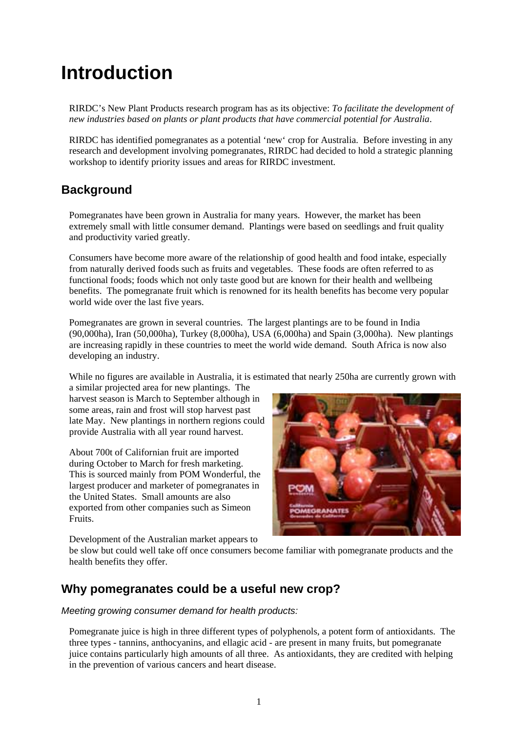# Introduction

RIRDC's New Plant Products research program has as its objective: *To facilitate the development of new industries based on plants or plant products that have commercial potential for Australia*.

RIRDC has identified pomegranates as a potential 'new' crop for Australia. Before investing in any research and development involving pomegranates, RIRDC had decided to hold a strategic planning workshop to identify priority issues and areas for RIRDC investment.

## Background

Pomegranates have been grown in Australia for many years. However, the market has been extremely small with little consumer demand. Plantings were based on seedlings and fruit quality and productivity varied greatly.

Consumers have become more aware of the relationship of good health and food intake, especially from naturally derived foods such as fruits and vegetables. These foods are often referred to as functional foods; foods which not only taste good but are known for their health and wellbeing benefits. The pomegranate fruit which is renowned for its health benefits has become very popular world wide over the last five years.

Pomegranates are grown in several countries. The largest plantings are to be found in India (90,000ha), Iran (50,000ha), Turkey (8,000ha), USA (6,000ha) and Spain (3,000ha). New plantings are increasing rapidly in these countries to meet the world wide demand. South Africa is now also developing an industry.

While no figures are available in Australia, it is estimated that nearly 250ha are currently grown with a similar projected area for new plantings. The harvest season is March to September although in some areas, rain and frost will stop harvest past late May. New plantings in northern regions could provide Australia with all year round harvest.

About 700t of Californian fruit are imported during October to March for fresh marketing. This is sourced mainly from POM Wonderful, the largest producer and marketer of pomegranates in the United States. Small amounts are also exported from other companies such as Simeon Fruits.

Development of the Australian market appears to be slow but could well take off once consumers become familiar with pomegranate products and the health benefits they offer.

## Why pomegranates could be a useful new crop?

*Meeting growing consumer demand for health products:*

Pomegranate juice is high in three different types of polyphenols, a potent form of antioxidants. The three types - tannins, anthocyanins, and ellagic acid - are present in many fruits, but pomegranate juice contains particularly high amounts of all three. As antioxidants, they are credited with helping in the prevention of various cancers and heart disease.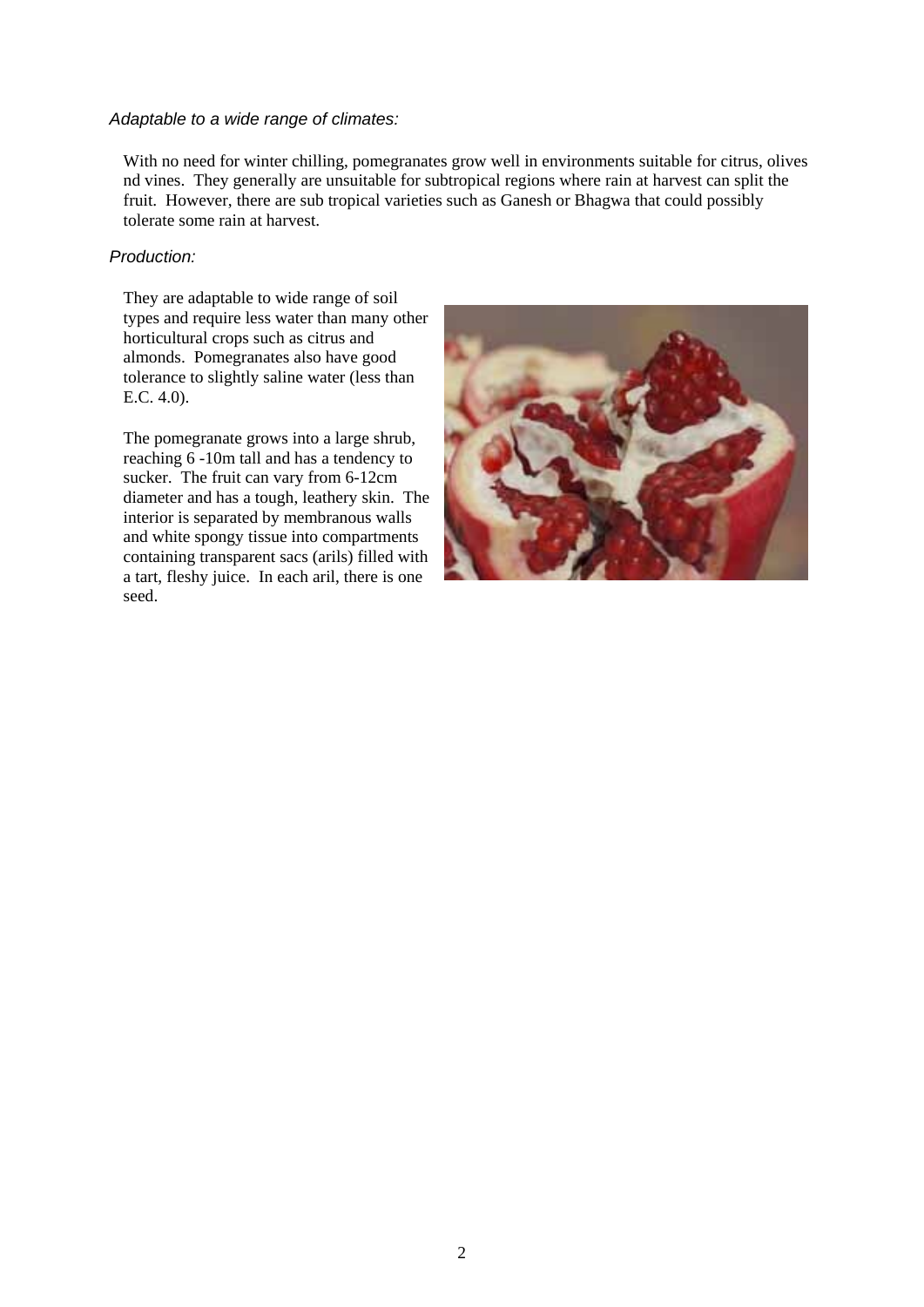*Adaptable to a wide range of climates:*

With no need for winter chilling, pomegranates grow well in environments suitable for citrus, olives nd vines. They generally are unsuitable for subtropical regions where rain at harvest can split the fruit. However, there are sub tropical varieties such as Ganesh or Bhagwa that could possibly tolerate some rain at harvest.

*Production:*

They are adaptable to wide range of soil types and require less water than many other horticultural crops such as citrus and almonds. Pomegranates also have good tolerance to slightly saline water (less than E.C. 4.0).

The pomegranate grows into a large shrub, reaching 6 -10m tall and has a tendency to sucker. The fruit can vary from 6-12cm diameter and has a tough, leathery skin. The interior is separated by membranous walls and white spongy tissue into compartments containing transparent sacs (arils) filled with a tart, fleshy juice. In each aril, there is one seed.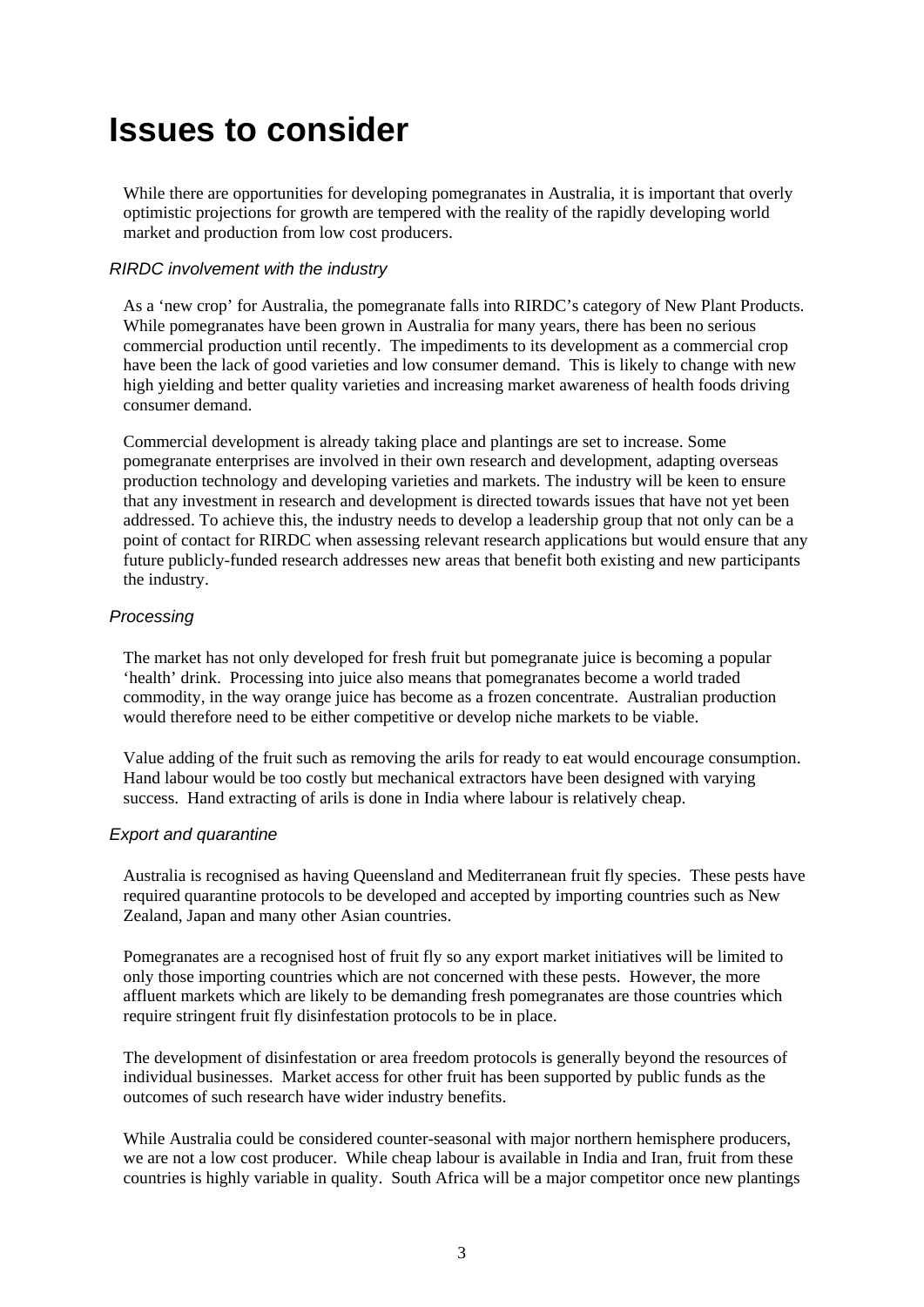# Issues to consider

While there are opportunities for developing pomegranates in Australia, it is important that overly optimistic projections for growth are tempered with the reality of the rapidly developing world market and production from low cost producers.

### *RIRDC involvement with the industry*

As a 'new crop' for Australia, the pomegranate falls into RIRDC's category of New Plant Products. While pomegranates have been grown in Australia for many years, there has been no serious commercial production until recently. The impediments to its development as a commercial crop have been the lack of good varieties and low consumer demand. This is likely to change with new high yielding and better quality varieties and increasing market awareness of health foods driving consumer demand.

Commercial development is already taking place and plantings are set to increase. Some pomegranate enterprises are involved in their own research and development, adapting overseas production technology and developing varieties and markets. The industry will be keen to ensure that any investment in research and development is directed towards issues that have not yet been addressed. To achieve this, the industry needs to develop a leadership group that not only can be a point of contact for RIRDC when assessing relevant research applications but would ensure that any future publicly-funded research addresses new areas that benefit both existing and new participants the industry.

### *Processing*

The market has not only developed for fresh fruit but pomegranate juice is becoming a popular 'health' drink. Processing into juice also means that pomegranates become a world traded commodity, in the way orange juice has become as a frozen concentrate. Australian production would therefore need to be either competitive or develop niche markets to be viable.

Value adding of the fruit such as removing the arils for ready to eat would encourage consumption. Hand labour would be too costly but mechanical extractors have been designed with varying success. Hand extracting of arils is done in India where labour is relatively cheap.

### *Export and quarantine*

Australia is recognised as having Queensland and Mediterranean fruit fly species. These pests have required quarantine protocols to be developed and accepted by importing countries such as New Zealand, Japan and many other Asian countries.

Pomegranates are a recognised host of fruit fly so any export market initiatives will be limited to only those importing countries which are not concerned with these pests. However, the more affluent markets which are likely to be demanding fresh pomegranates are those countries which require stringent fruit fly disinfestation protocols to be in place.

The development of disinfestation or area freedom protocols is generally beyond the resources of individual businesses. Market access for other fruit has been supported by public funds as the outcomes of such research have wider industry benefits.

While Australia could be considered counter-seasonal with major northern hemisphere producers, we are not a low cost producer. While cheap labour is available in India and Iran, fruit from these countries is highly variable in quality. South Africa will be a major competitor once new plantings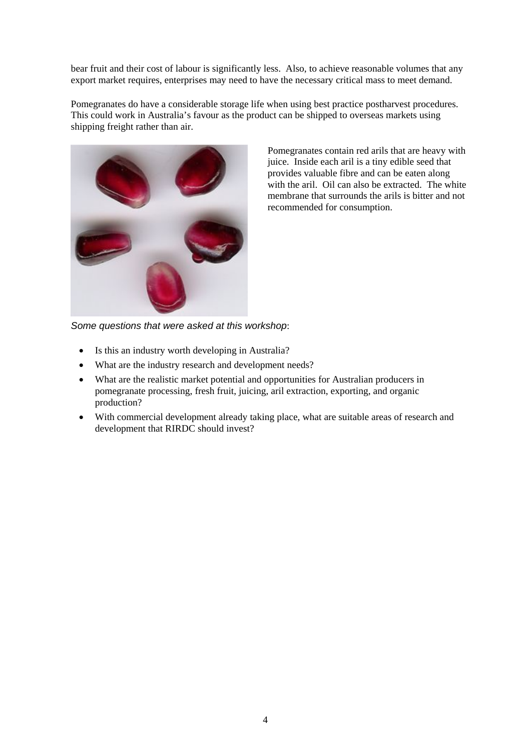bear fruit and their cost of labour is significantly less. Also, to achieve reasonable volumes that any export market requires, enterprises may need to have the necessary critical mass to meet demand.

Pomegranates do have a considerable storage life when using best practice postharvest procedures. This could work in Australia's favour as the product can be shipped to overseas markets using shipping freight rather than air.

Pomegranates contain red arils that are heavy with juice. Inside each aril is a tiny edible seed that provides valuable fibre and can be eaten along with the aril. Oil can also be extracted. The white membrane that surrounds the arils is bitter and not recommended for consumption.

*Some questions that were asked at this workshop*:

- Is this an industry worth developing in Australia?
- What are the industry research and development needs?
- What are the realistic market potential and opportunities for Australian producers in pomegranate processing, fresh fruit, juicing, aril extraction, exporting, and organic production?
- With commercial development already taking place, what are suitable areas of research and development that RIRDC should invest?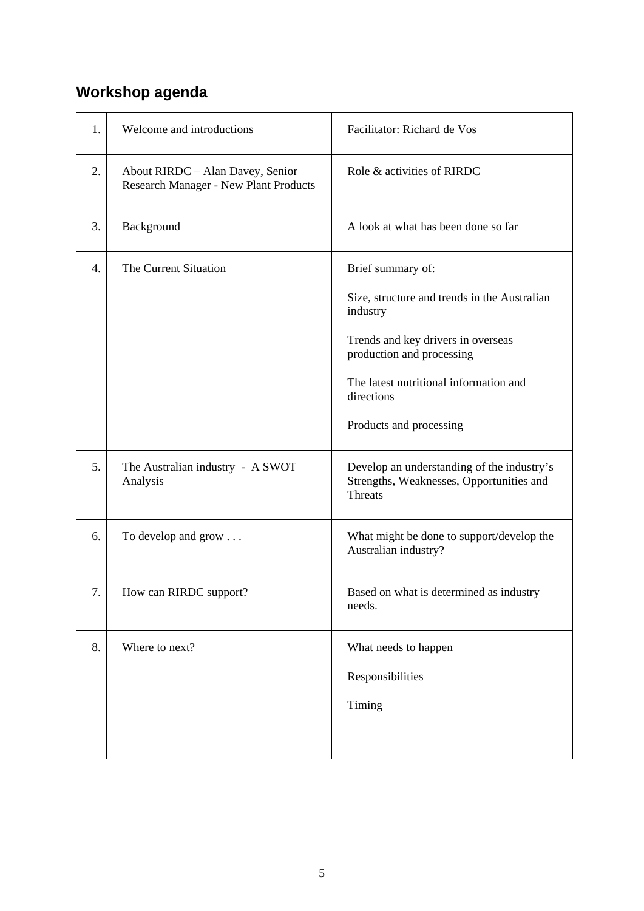## Workshop agenda

| | | |
|---|---|---|
| 1. | Welcome and introductions | Facilitator: Richard de Vos |
| 2. | About RIRDC – Alan Davey, Senior Research Manager - New Plant Products | Role & activities of RIRDC |
| 3. | Background | A look at what has been done so far |
| 4. | The Current Situation | Brief summary of:<br><br>Size, structure and trends in the Australian industry<br><br>Trends and key drivers in overseas production and processing<br><br>The latest nutritional information and directions<br><br>Products and processing |
| 5. | The Australian industry - A SWOT Analysis | Develop an understanding of the industry's Strengths, Weaknesses, Opportunities and Threats |
| 6. | To develop and grow . . . | What might be done to support/develop the Australian industry? |
| 7. | How can RIRDC support? | Based on what is determined as industry needs. |
| 8. | Where to next? | What needs to happen<br><br>Responsibilities<br><br>Timing |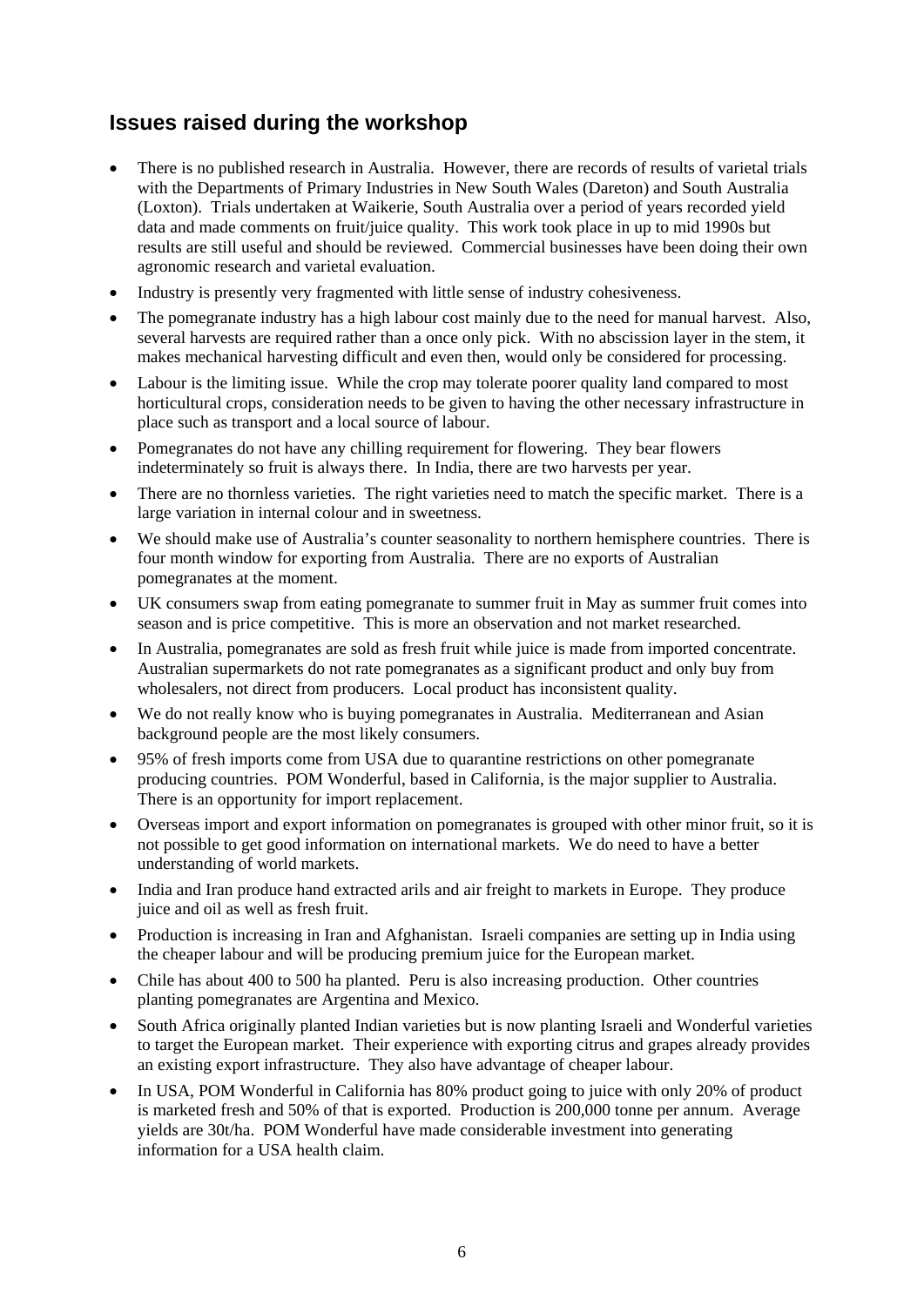## Issues raised during the workshop

- There is no published research in Australia. However, there are records of results of varietal trials with the Departments of Primary Industries in New South Wales (Dareton) and South Australia (Loxton). Trials undertaken at Waikerie, South Australia over a period of years recorded yield data and made comments on fruit/juice quality. This work took place in up to mid 1990s but results are still useful and should be reviewed. Commercial businesses have been doing their own agronomic research and varietal evaluation.
- Industry is presently very fragmented with little sense of industry cohesiveness.
- The pomegranate industry has a high labour cost mainly due to the need for manual harvest. Also, several harvests are required rather than a once only pick. With no abscission layer in the stem, it makes mechanical harvesting difficult and even then, would only be considered for processing.
- Labour is the limiting issue. While the crop may tolerate poorer quality land compared to most horticultural crops, consideration needs to be given to having the other necessary infrastructure in place such as transport and a local source of labour.
- Pomegranates do not have any chilling requirement for flowering. They bear flowers indeterminately so fruit is always there. In India, there are two harvests per year.
- There are no thornless varieties. The right varieties need to match the specific market. There is a large variation in internal colour and in sweetness.
- We should make use of Australia's counter seasonality to northern hemisphere countries. There is four month window for exporting from Australia. There are no exports of Australian pomegranates at the moment.
- UK consumers swap from eating pomegranate to summer fruit in May as summer fruit comes into season and is price competitive. This is more an observation and not market researched.
- In Australia, pomegranates are sold as fresh fruit while juice is made from imported concentrate. Australian supermarkets do not rate pomegranates as a significant product and only buy from wholesalers, not direct from producers. Local product has inconsistent quality.
- We do not really know who is buying pomegranates in Australia. Mediterranean and Asian background people are the most likely consumers.
- 95% of fresh imports come from USA due to quarantine restrictions on other pomegranate producing countries. POM Wonderful, based in California, is the major supplier to Australia. There is an opportunity for import replacement.
- Overseas import and export information on pomegranates is grouped with other minor fruit, so it is not possible to get good information on international markets. We do need to have a better understanding of world markets.
- India and Iran produce hand extracted arils and air freight to markets in Europe. They produce juice and oil as well as fresh fruit.
- Production is increasing in Iran and Afghanistan. Israeli companies are setting up in India using the cheaper labour and will be producing premium juice for the European market.
- Chile has about 400 to 500 ha planted. Peru is also increasing production. Other countries planting pomegranates are Argentina and Mexico.
- South Africa originally planted Indian varieties but is now planting Israeli and Wonderful varieties to target the European market. Their experience with exporting citrus and grapes already provides an existing export infrastructure. They also have advantage of cheaper labour.
- In USA, POM Wonderful in California has 80% product going to juice with only 20% of product is marketed fresh and 50% of that is exported. Production is 200,000 tonne per annum. Average yields are 30t/ha. POM Wonderful have made considerable investment into generating information for a USA health claim.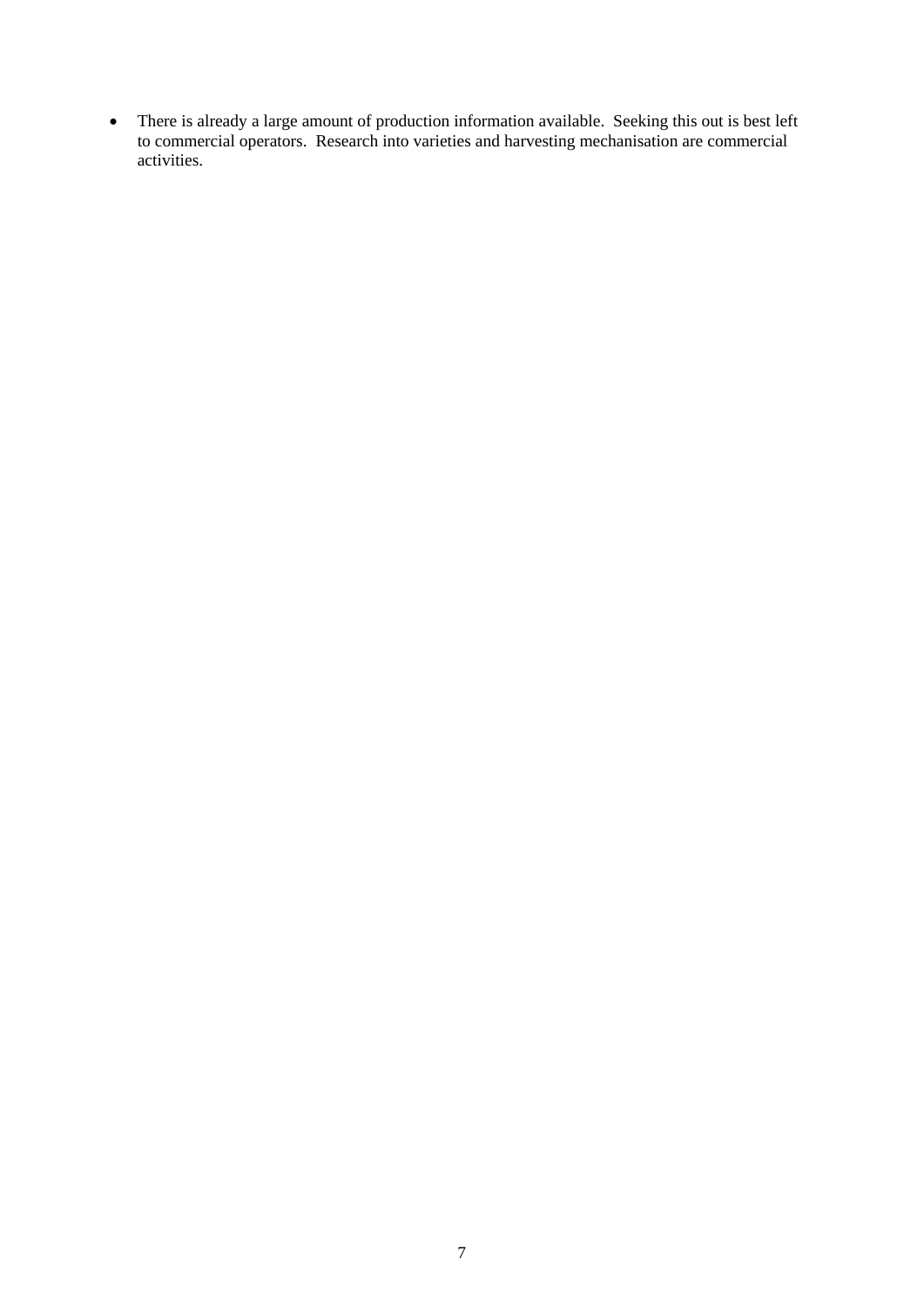- There is already a large amount of production information available. Seeking this out is best left to commercial operators. Research into varieties and harvesting mechanisation are commercial activities.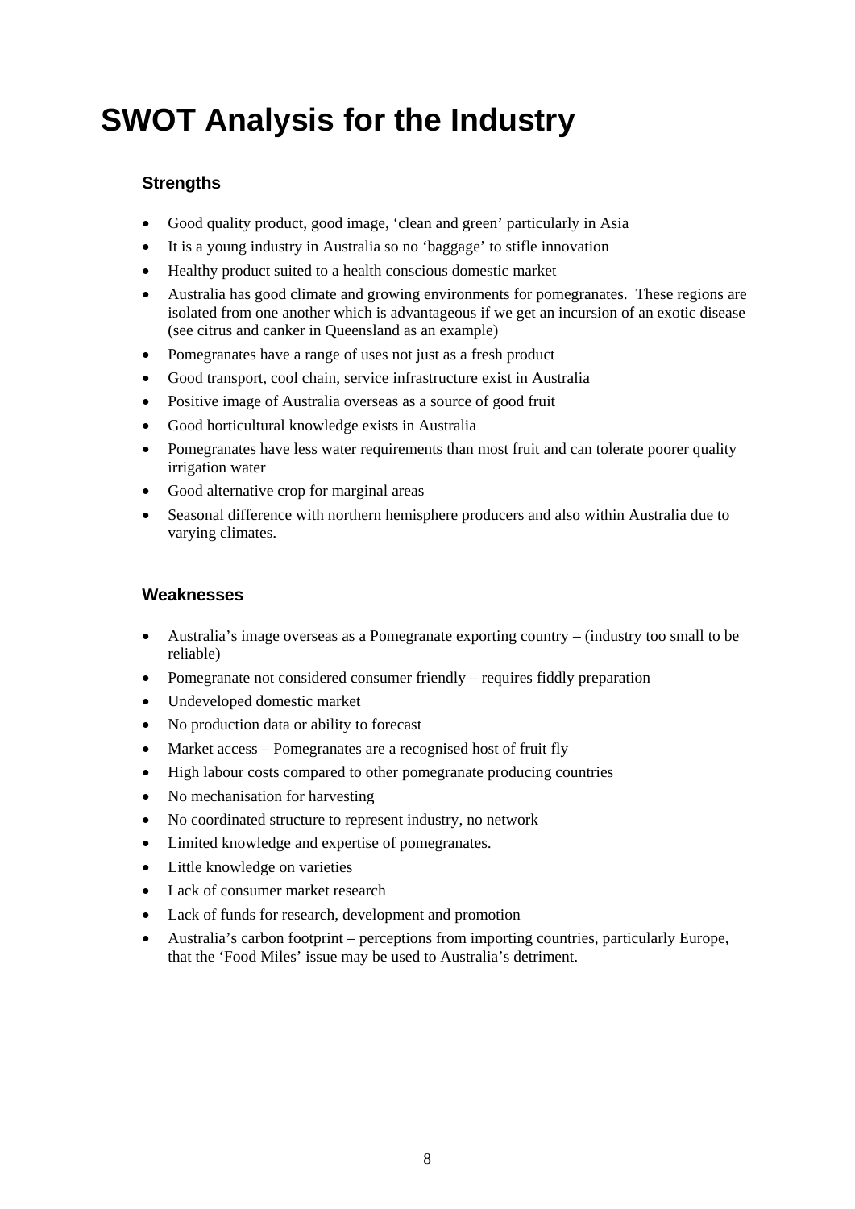# SWOT Analysis for the Industry

## Strengths

- Good quality product, good image, 'clean and green' particularly in Asia
- It is a young industry in Australia so no 'baggage' to stifle innovation
- Healthy product suited to a health conscious domestic market
- Australia has good climate and growing environments for pomegranates. These regions are isolated from one another which is advantageous if we get an incursion of an exotic disease (see citrus and canker in Queensland as an example)
- Pomegranates have a range of uses not just as a fresh product
- Good transport, cool chain, service infrastructure exist in Australia
- Positive image of Australia overseas as a source of good fruit
- Good horticultural knowledge exists in Australia
- Pomegranates have less water requirements than most fruit and can tolerate poorer quality irrigation water
- Good alternative crop for marginal areas
- Seasonal difference with northern hemisphere producers and also within Australia due to varying climates.

## Weaknesses

- Australia's image overseas as a Pomegranate exporting country – (industry too small to be reliable)
- Pomegranate not considered consumer friendly – requires fiddly preparation
- Undeveloped domestic market
- No production data or ability to forecast
- Market access – Pomegranates are a recognised host of fruit fly
- High labour costs compared to other pomegranate producing countries
- No mechanisation for harvesting
- No coordinated structure to represent industry, no network
- Limited knowledge and expertise of pomegranates.
- Little knowledge on varieties
- Lack of consumer market research
- Lack of funds for research, development and promotion
- Australia's carbon footprint – perceptions from importing countries, particularly Europe, that the 'Food Miles' issue may be used to Australia's detriment.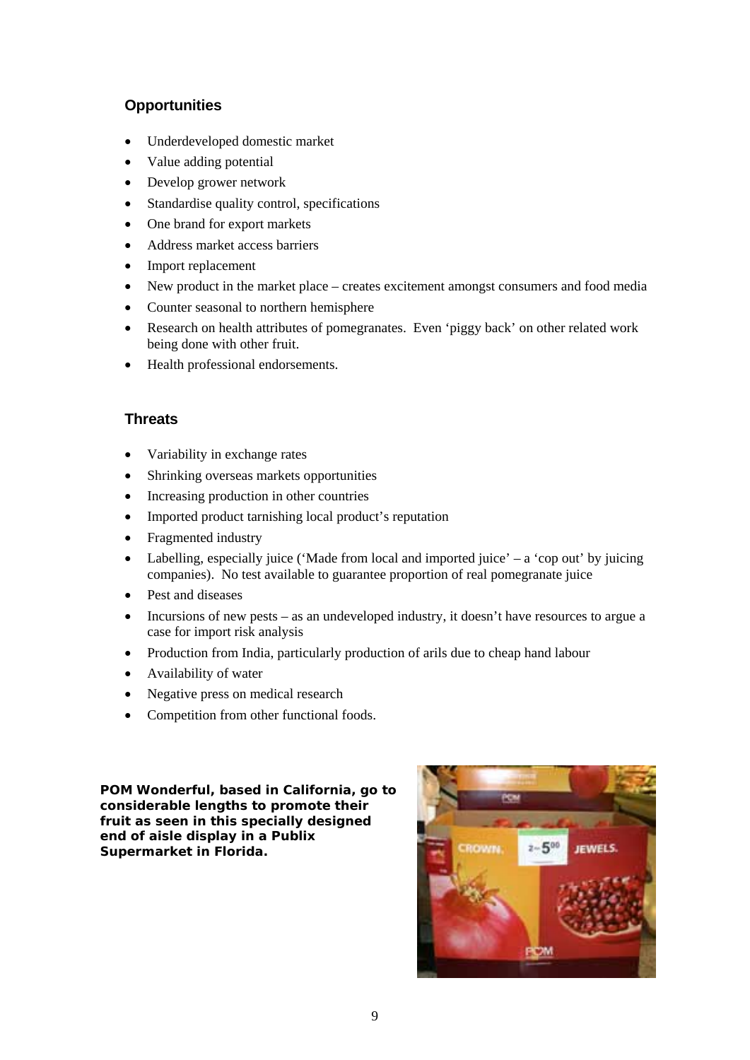### Opportunities

- Underdeveloped domestic market
- Value adding potential
- Develop grower network
- Standardise quality control, specifications
- One brand for export markets
- Address market access barriers
- Import replacement
- New product in the market place – creates excitement amongst consumers and food media
- Counter seasonal to northern hemisphere
- Research on health attributes of pomegranates. Even 'piggy back' on other related work being done with other fruit.
- Health professional endorsements.

### Threats

- Variability in exchange rates
- Shrinking overseas markets opportunities
- Increasing production in other countries
- Imported product tarnishing local product's reputation
- Fragmented industry
- Labelling, especially juice ('Made from local and imported juice' – a 'cop out' by juicing companies). No test available to guarantee proportion of real pomegranate juice
- Pest and diseases
- Incursions of new pests – as an undeveloped industry, it doesn't have resources to argue a case for import risk analysis
- Production from India, particularly production of arils due to cheap hand labour
- Availability of water
- Negative press on medical research
- Competition from other functional foods.

**POM Wonderful, based in California, go to considerable lengths to promote their fruit as seen in this specially designed end of aisle display in a Publix Supermarket in Florida.**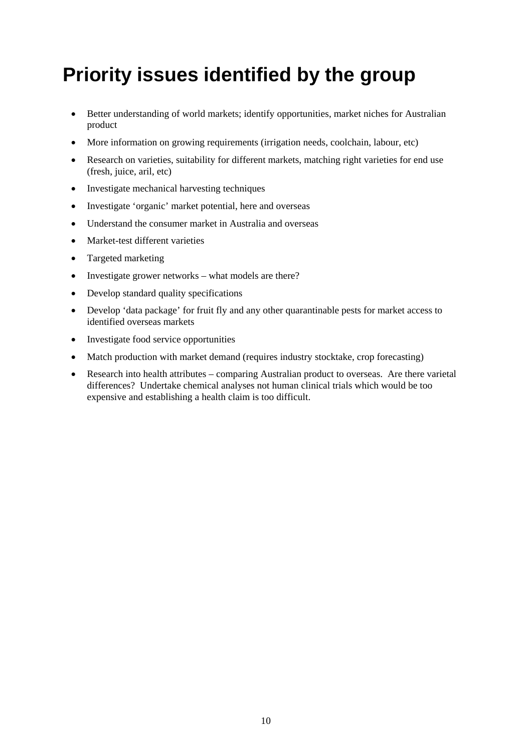# Priority issues identified by the group

- Better understanding of world markets; identify opportunities, market niches for Australian product
- More information on growing requirements (irrigation needs, coolchain, labour, etc)
- Research on varieties, suitability for different markets, matching right varieties for end use (fresh, juice, aril, etc)
- Investigate mechanical harvesting techniques
- Investigate 'organic' market potential, here and overseas
- Understand the consumer market in Australia and overseas
- Market-test different varieties
- Targeted marketing
- Investigate grower networks – what models are there?
- Develop standard quality specifications
- Develop 'data package' for fruit fly and any other quarantinable pests for market access to identified overseas markets
- Investigate food service opportunities
- Match production with market demand (requires industry stocktake, crop forecasting)
- Research into health attributes – comparing Australian product to overseas. Are there varietal differences? Undertake chemical analyses not human clinical trials which would be too expensive and establishing a health claim is too difficult.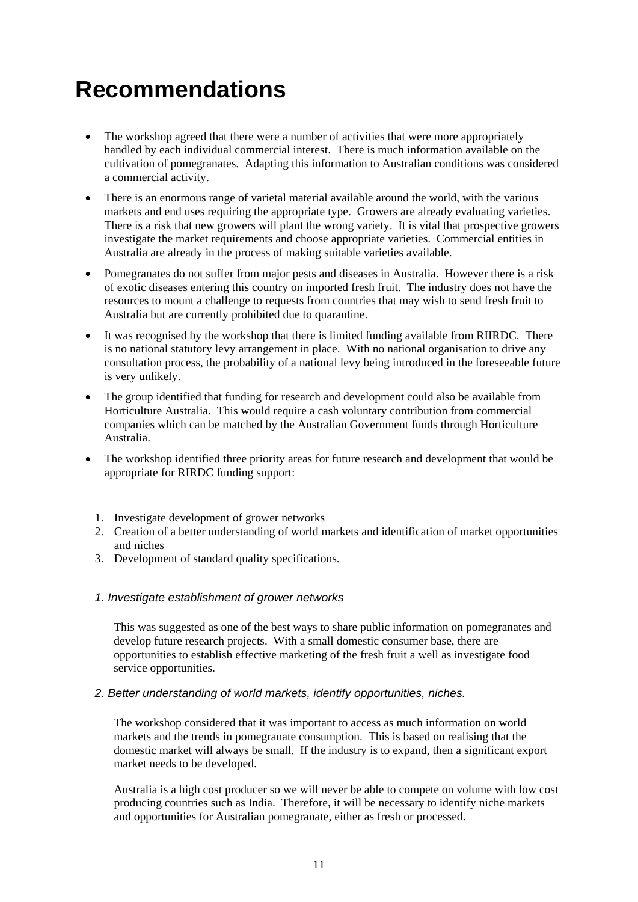# Recommendations

- The workshop agreed that there were a number of activities that were more appropriately handled by each individual commercial interest. There is much information available on the cultivation of pomegranates. Adapting this information to Australian conditions was considered a commercial activity.
- There is an enormous range of varietal material available around the world, with the various markets and end uses requiring the appropriate type. Growers are already evaluating varieties. There is a risk that new growers will plant the wrong variety. It is vital that prospective growers investigate the market requirements and choose appropriate varieties. Commercial entities in Australia are already in the process of making suitable varieties available.
- Pomegranates do not suffer from major pests and diseases in Australia. However there is a risk of exotic diseases entering this country on imported fresh fruit. The industry does not have the resources to mount a challenge to requests from countries that may wish to send fresh fruit to Australia but are currently prohibited due to quarantine.
- It was recognised by the workshop that there is limited funding available from RIIRDC. There is no national statutory levy arrangement in place. With no national organisation to drive any consultation process, the probability of a national levy being introduced in the foreseeable future is very unlikely.
- The group identified that funding for research and development could also be available from Horticulture Australia. This would require a cash voluntary contribution from commercial companies which can be matched by the Australian Government funds through Horticulture Australia.
- The workshop identified three priority areas for future research and development that would be appropriate for RIRDC funding support:

1. Investigate development of grower networks
2. Creation of a better understanding of world markets and identification of market opportunities and niches
3. Development of standard quality specifications.

*1. Investigate establishment of grower networks*

This was suggested as one of the best ways to share public information on pomegranates and develop future research projects. With a small domestic consumer base, there are opportunities to establish effective marketing of the fresh fruit a well as investigate food service opportunities.

*2. Better understanding of world markets, identify opportunities, niches.*

The workshop considered that it was important to access as much information on world markets and the trends in pomegranate consumption. This is based on realising that the domestic market will always be small. If the industry is to expand, then a significant export market needs to be developed.

Australia is a high cost producer so we will never be able to compete on volume with low cost producing countries such as India. Therefore, it will be necessary to identify niche markets and opportunities for Australian pomegranate, either as fresh or processed.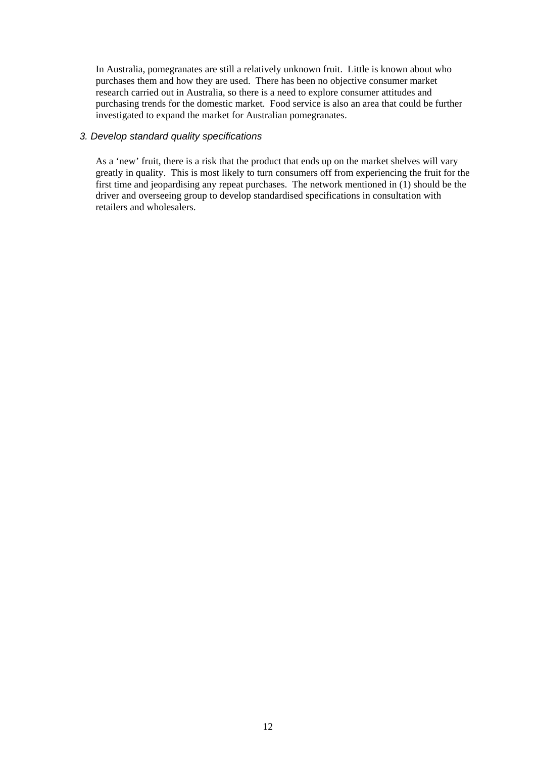In Australia, pomegranates are still a relatively unknown fruit. Little is known about who purchases them and how they are used. There has been no objective consumer market research carried out in Australia, so there is a need to explore consumer attitudes and purchasing trends for the domestic market. Food service is also an area that could be further investigated to expand the market for Australian pomegranates.

### *3. Develop standard quality specifications*

As a 'new' fruit, there is a risk that the product that ends up on the market shelves will vary greatly in quality. This is most likely to turn consumers off from experiencing the fruit for the first time and jeopardising any repeat purchases. The network mentioned in (1) should be the driver and overseeing group to develop standardised specifications in consultation with retailers and wholesalers.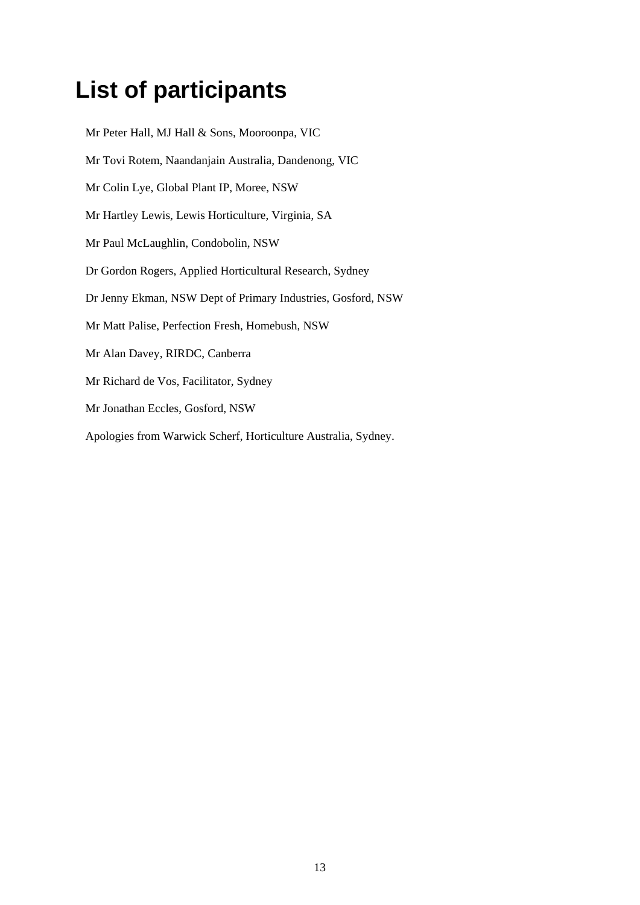# List of participants

Mr Peter Hall, MJ Hall & Sons, Mooroonpa, VIC

Mr Tovi Rotem, Naandanjain Australia, Dandenong, VIC

Mr Colin Lye, Global Plant IP, Moree, NSW

Mr Hartley Lewis, Lewis Horticulture, Virginia, SA

Mr Paul McLaughlin, Condobolin, NSW

Dr Gordon Rogers, Applied Horticultural Research, Sydney

Dr Jenny Ekman, NSW Dept of Primary Industries, Gosford, NSW

Mr Matt Palise, Perfection Fresh, Homebush, NSW

Mr Alan Davey, RIRDC, Canberra

Mr Richard de Vos, Facilitator, Sydney

Mr Jonathan Eccles, Gosford, NSW

Apologies from Warwick Scherf, Horticulture Australia, Sydney.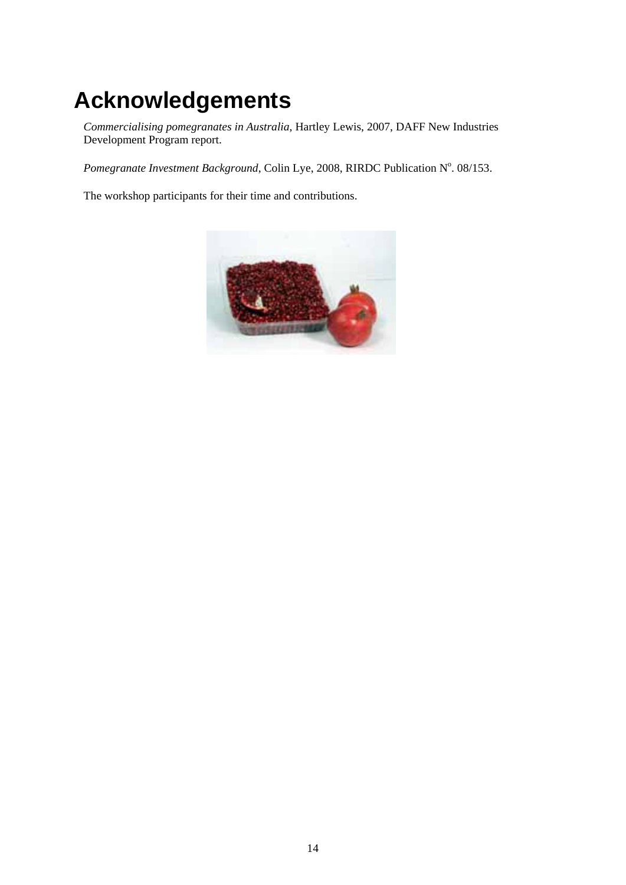# Acknowledgements

*Commercialising pomegranates in Australia*, Hartley Lewis, 2007, DAFF New Industries Development Program report.

*Pomegranate Investment Background*, Colin Lye, 2008, RIRDC Publication N$^{o}$. 08/153.

The workshop participants for their time and contributions.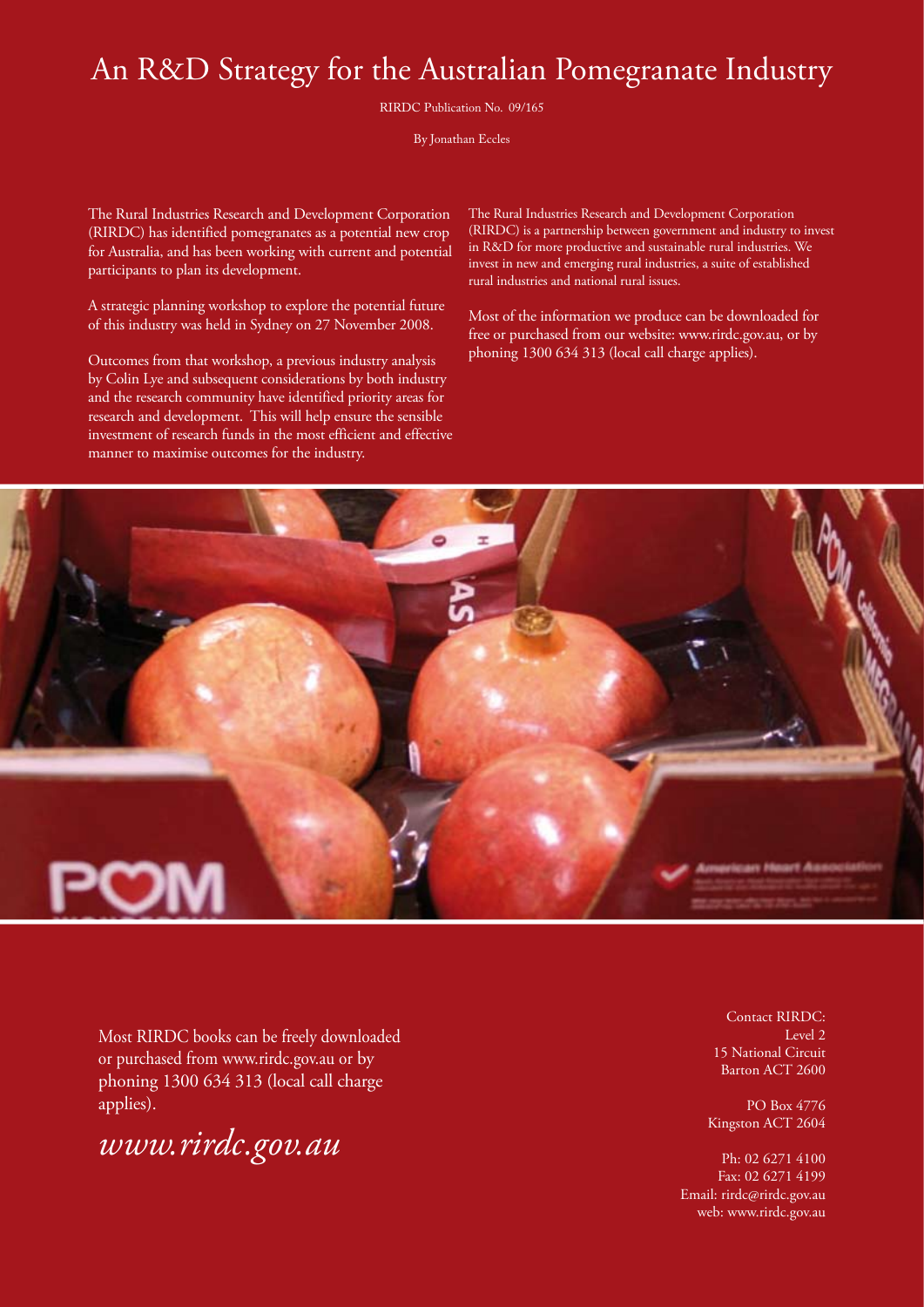# An R&D Strategy for the Australian Pomegranate Industry

RIRDC Publication No. 09/165

By Jonathan Eccles

The Rural Industries Research and Development Corporation (RIRDC) has identified pomegranates as a potential new crop for Australia, and has been working with current and potential participants to plan its development.

A strategic planning workshop to explore the potential future of this industry was held in Sydney on 27 November 2008.

Outcomes from that workshop, a previous industry analysis by Colin Lye and subsequent considerations by both industry and the research community have identified priority areas for research and development. This will help ensure the sensible investment of research funds in the most efficient and effective manner to maximise outcomes for the industry.

The Rural Industries Research and Development Corporation (RIRDC) is a partnership between government and industry to invest in R&D for more productive and sustainable rural industries. We invest in new and emerging rural industries, a suite of established rural industries and national rural issues.

Most of the information we produce can be downloaded for free or purchased from our website: www.rirdc.gov.au, or by phoning 1300 634 313 (local call charge applies).

Most RIRDC books can be freely downloaded or purchased from www.rirdc.gov.au or by phoning 1300 634 313 (local call charge applies).

*www.rirdc.gov.au*

Contact RIRDC:
Level 2
15 National Circuit
Barton ACT 2600

PO Box 4776
Kingston ACT 2604

Ph: 02 6271 4100
Fax: 02 6271 4199
Email: rirdc@rirdc.gov.au
web: www.rirdc.gov.au